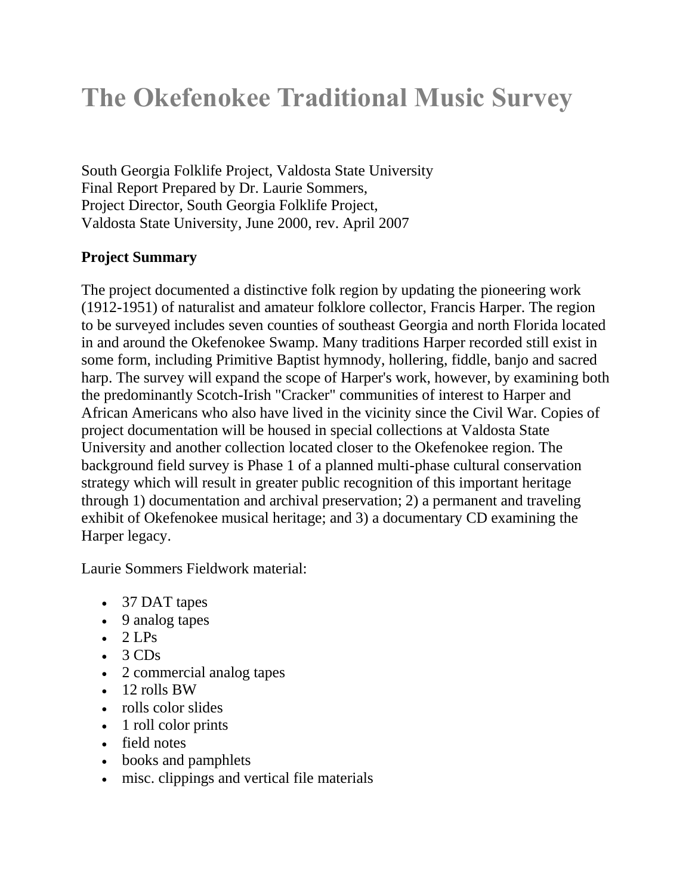# The Okefenokee Traditional Music Survey

South Georgia Folklife Project, Valdosta State University
Final Report Prepared by Dr. Laurie Sommers,
Project Director, South Georgia Folklife Project,
Valdosta State University, June 2000, rev. April 2007

**Project Summary**

The project documented a distinctive folk region by updating the pioneering work (1912-1951) of naturalist and amateur folklore collector, Francis Harper. The region to be surveyed includes seven counties of southeast Georgia and north Florida located in and around the Okefenokee Swamp. Many traditions Harper recorded still exist in some form, including Primitive Baptist hymnody, hollering, fiddle, banjo and sacred harp. The survey will expand the scope of Harper's work, however, by examining both the predominantly Scotch-Irish "Cracker" communities of interest to Harper and African Americans who also have lived in the vicinity since the Civil War. Copies of project documentation will be housed in special collections at Valdosta State University and another collection located closer to the Okefenokee region. The background field survey is Phase 1 of a planned multi-phase cultural conservation strategy which will result in greater public recognition of this important heritage through 1) documentation and archival preservation; 2) a permanent and traveling exhibit of Okefenokee musical heritage; and 3) a documentary CD examining the Harper legacy.

Laurie Sommers Fieldwork material:

- 37 DAT tapes
- 9 analog tapes
- 2 LPs
- 3 CDs
- 2 commercial analog tapes
- 12 rolls BW
- rolls color slides
- 1 roll color prints
- field notes
- books and pamphlets
- misc. clippings and vertical file materials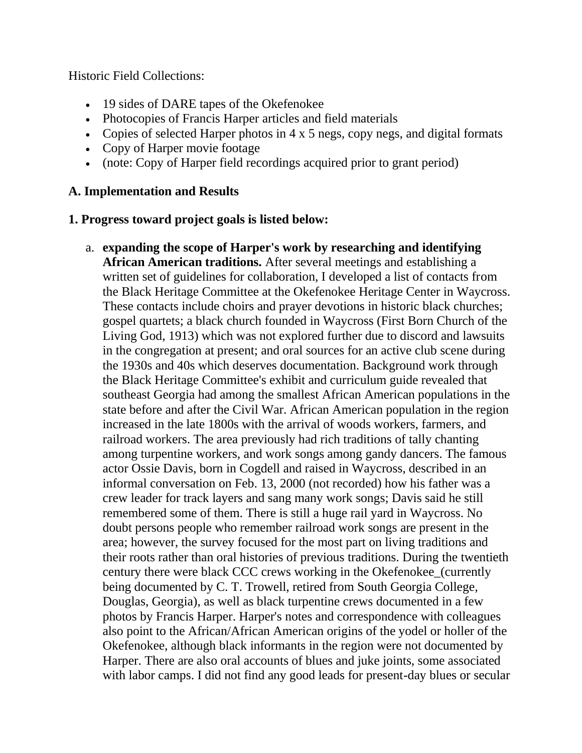Historic Field Collections:

- 19 sides of DARE tapes of the Okefenokee
- Photocopies of Francis Harper articles and field materials
- Copies of selected Harper photos in 4 x 5 negs, copy negs, and digital formats
- Copy of Harper movie footage
- (note: Copy of Harper field recordings acquired prior to grant period)

**A. Implementation and Results**

**1. Progress toward project goals is listed below:**

a. **expanding the scope of Harper's work by researching and identifying African American traditions.** After several meetings and establishing a written set of guidelines for collaboration, I developed a list of contacts from the Black Heritage Committee at the Okefenokee Heritage Center in Waycross. These contacts include choirs and prayer devotions in historic black churches; gospel quartets; a black church founded in Waycross (First Born Church of the Living God, 1913) which was not explored further due to discord and lawsuits in the congregation at present; and oral sources for an active club scene during the 1930s and 40s which deserves documentation. Background work through the Black Heritage Committee's exhibit and curriculum guide revealed that southeast Georgia had among the smallest African American populations in the state before and after the Civil War. African American population in the region increased in the late 1800s with the arrival of woods workers, farmers, and railroad workers. The area previously had rich traditions of tally chanting among turpentine workers, and work songs among gandy dancers. The famous actor Ossie Davis, born in Cogdell and raised in Waycross, described in an informal conversation on Feb. 13, 2000 (not recorded) how his father was a crew leader for track layers and sang many work songs; Davis said he still remembered some of them. There is still a huge rail yard in Waycross. No doubt persons people who remember railroad work songs are present in the area; however, the survey focused for the most part on living traditions and their roots rather than oral histories of previous traditions. During the twentieth century there were black CCC crews working in the Okefenokee_(currently being documented by C. T. Trowell, retired from South Georgia College, Douglas, Georgia), as well as black turpentine crews documented in a few photos by Francis Harper. Harper's notes and correspondence with colleagues also point to the African/African American origins of the yodel or holler of the Okefenokee, although black informants in the region were not documented by Harper. There are also oral accounts of blues and juke joints, some associated with labor camps. I did not find any good leads for present-day blues or secular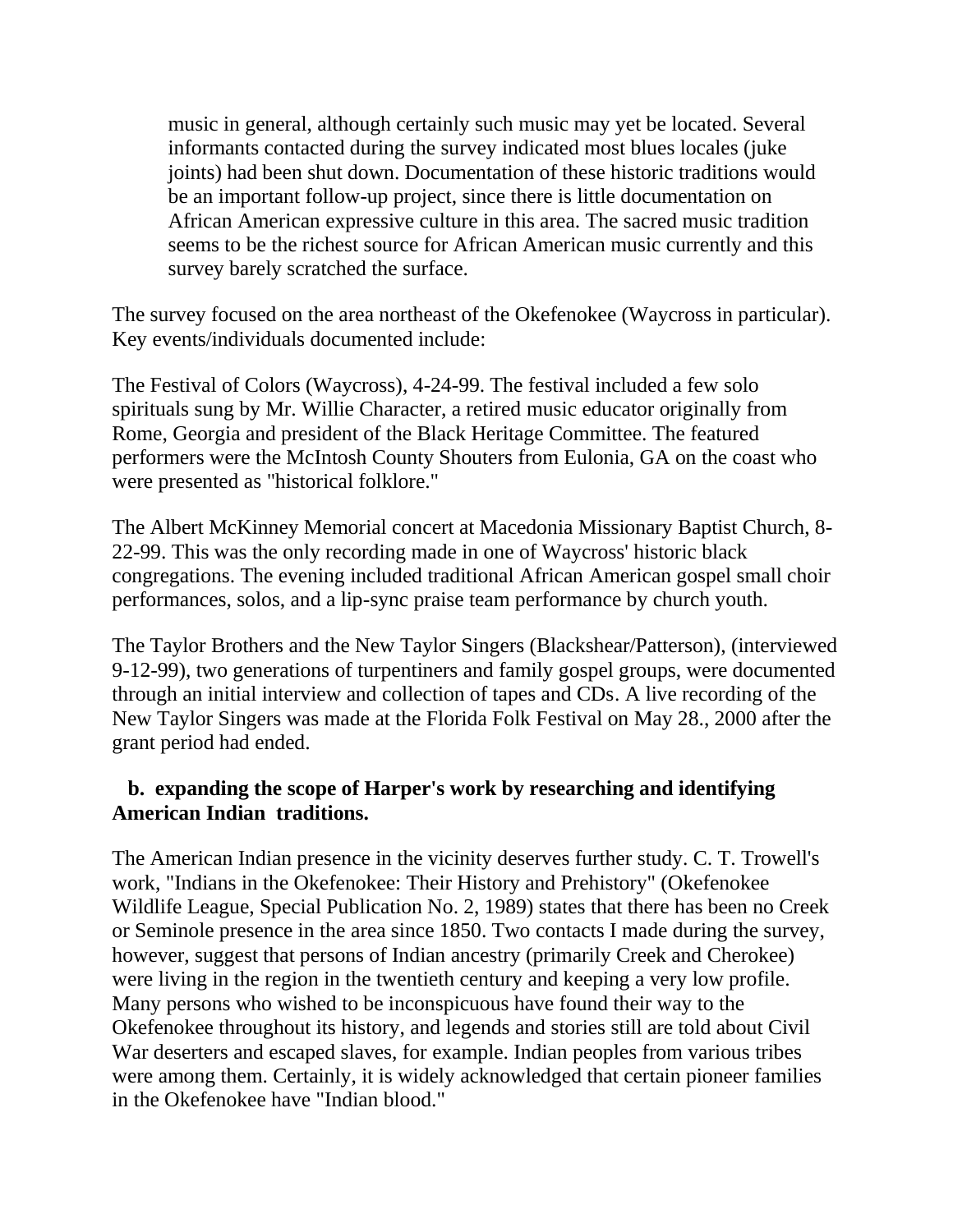> music in general, although certainly such music may yet be located. Several informants contacted during the survey indicated most blues locales (juke joints) had been shut down. Documentation of these historic traditions would be an important follow-up project, since there is little documentation on African American expressive culture in this area. The sacred music tradition seems to be the richest source for African American music currently and this survey barely scratched the surface.

The survey focused on the area northeast of the Okefenokee (Waycross in particular). Key events/individuals documented include:

The Festival of Colors (Waycross), 4-24-99. The festival included a few solo spirituals sung by Mr. Willie Character, a retired music educator originally from Rome, Georgia and president of the Black Heritage Committee. The featured performers were the McIntosh County Shouters from Eulonia, GA on the coast who were presented as "historical folklore."

The Albert McKinney Memorial concert at Macedonia Missionary Baptist Church, 8-22-99. This was the only recording made in one of Waycross' historic black congregations. The evening included traditional African American gospel small choir performances, solos, and a lip-sync praise team performance by church youth.

The Taylor Brothers and the New Taylor Singers (Blackshear/Patterson), (interviewed 9-12-99), two generations of turpentiners and family gospel groups, were documented through an initial interview and collection of tapes and CDs. A live recording of the New Taylor Singers was made at the Florida Folk Festival on May 28., 2000 after the grant period had ended.

**b. expanding the scope of Harper's work by researching and identifying American Indian traditions.**

The American Indian presence in the vicinity deserves further study. C. T. Trowell's work, "Indians in the Okefenokee: Their History and Prehistory" (Okefenokee Wildlife League, Special Publication No. 2, 1989) states that there has been no Creek or Seminole presence in the area since 1850. Two contacts I made during the survey, however, suggest that persons of Indian ancestry (primarily Creek and Cherokee) were living in the region in the twentieth century and keeping a very low profile. Many persons who wished to be inconspicuous have found their way to the Okefenokee throughout its history, and legends and stories still are told about Civil War deserters and escaped slaves, for example. Indian peoples from various tribes were among them. Certainly, it is widely acknowledged that certain pioneer families in the Okefenokee have "Indian blood."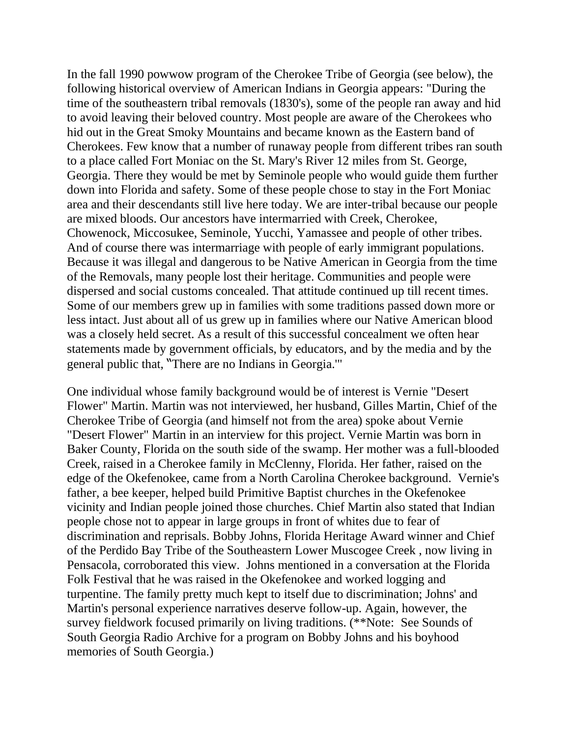In the fall 1990 powwow program of the Cherokee Tribe of Georgia (see below), the following historical overview of American Indians in Georgia appears: "During the time of the southeastern tribal removals (1830's), some of the people ran away and hid to avoid leaving their beloved country. Most people are aware of the Cherokees who hid out in the Great Smoky Mountains and became known as the Eastern band of Cherokees. Few know that a number of runaway people from different tribes ran south to a place called Fort Moniac on the St. Mary's River 12 miles from St. George, Georgia. There they would be met by Seminole people who would guide them further down into Florida and safety. Some of these people chose to stay in the Fort Moniac area and their descendants still live here today. We are inter-tribal because our people are mixed bloods. Our ancestors have intermarried with Creek, Cherokee, Chowenock, Miccosukee, Seminole, Yucchi, Yamassee and people of other tribes. And of course there was intermarriage with people of early immigrant populations. Because it was illegal and dangerous to be Native American in Georgia from the time of the Removals, many people lost their heritage. Communities and people were dispersed and social customs concealed. That attitude continued up till recent times. Some of our members grew up in families with some traditions passed down more or less intact. Just about all of us grew up in families where our Native American blood was a closely held secret. As a result of this successful concealment we often hear statements made by government officials, by educators, and by the media and by the general public that, "There are no Indians in Georgia.'"

One individual whose family background would be of interest is Vernie "Desert Flower" Martin. Martin was not interviewed, her husband, Gilles Martin, Chief of the Cherokee Tribe of Georgia (and himself not from the area) spoke about Vernie "Desert Flower" Martin in an interview for this project. Vernie Martin was born in Baker County, Florida on the south side of the swamp. Her mother was a full-blooded Creek, raised in a Cherokee family in McClenny, Florida. Her father, raised on the edge of the Okefenokee, came from a North Carolina Cherokee background. Vernie's father, a bee keeper, helped build Primitive Baptist churches in the Okefenokee vicinity and Indian people joined those churches. Chief Martin also stated that Indian people chose not to appear in large groups in front of whites due to fear of discrimination and reprisals. Bobby Johns, Florida Heritage Award winner and Chief of the Perdido Bay Tribe of the Southeastern Lower Muscogee Creek , now living in Pensacola, corroborated this view. Johns mentioned in a conversation at the Florida Folk Festival that he was raised in the Okefenokee and worked logging and turpentine. The family pretty much kept to itself due to discrimination; Johns' and Martin's personal experience narratives deserve follow-up. Again, however, the survey fieldwork focused primarily on living traditions. (**Note: See Sounds of South Georgia Radio Archive for a program on Bobby Johns and his boyhood memories of South Georgia.)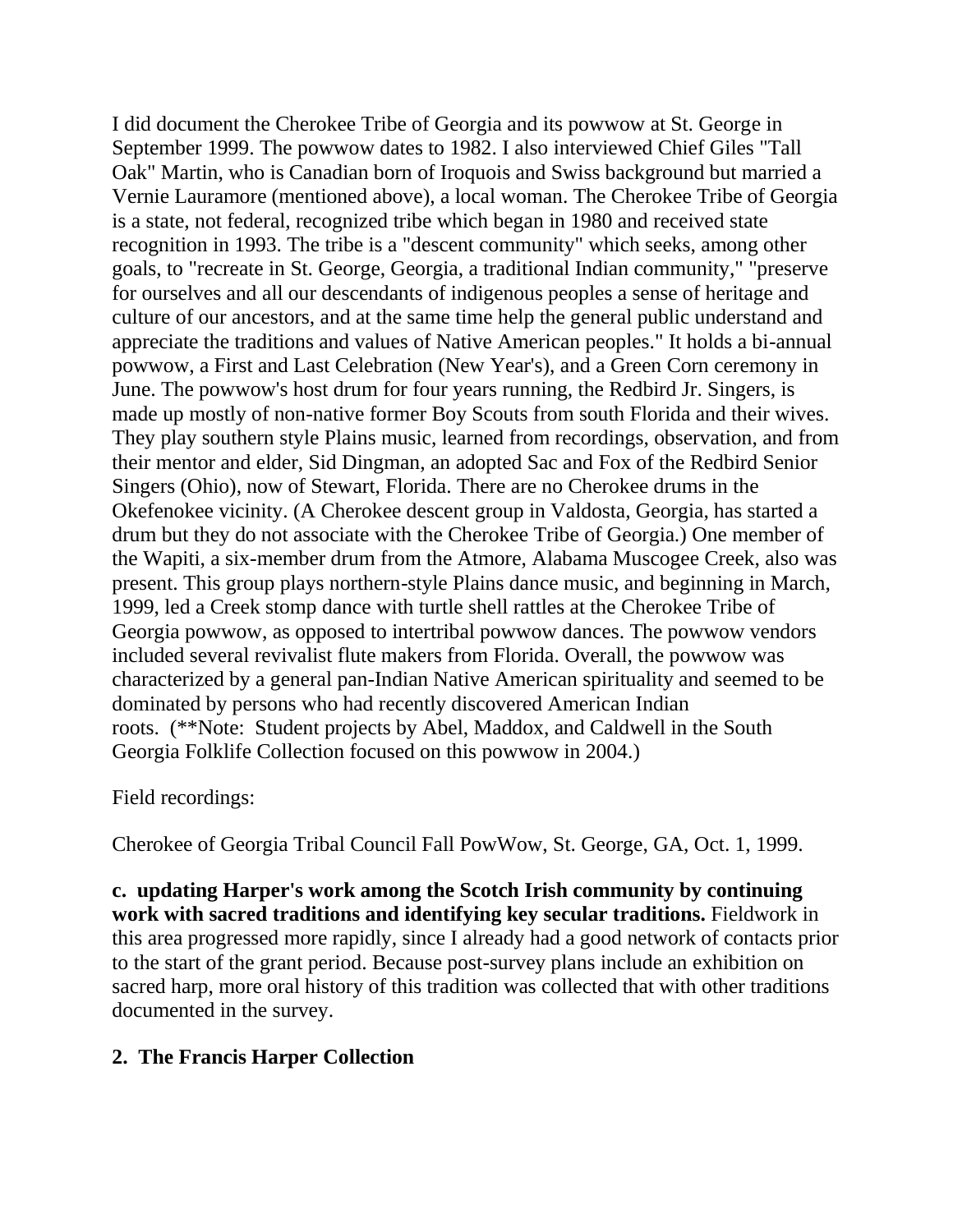I did document the Cherokee Tribe of Georgia and its powwow at St. George in September 1999. The powwow dates to 1982. I also interviewed Chief Giles "Tall Oak" Martin, who is Canadian born of Iroquois and Swiss background but married a Vernie Lauramore (mentioned above), a local woman. The Cherokee Tribe of Georgia is a state, not federal, recognized tribe which began in 1980 and received state recognition in 1993. The tribe is a "descent community" which seeks, among other goals, to "recreate in St. George, Georgia, a traditional Indian community," "preserve for ourselves and all our descendants of indigenous peoples a sense of heritage and culture of our ancestors, and at the same time help the general public understand and appreciate the traditions and values of Native American peoples." It holds a bi-annual powwow, a First and Last Celebration (New Year's), and a Green Corn ceremony in June. The powwow's host drum for four years running, the Redbird Jr. Singers, is made up mostly of non-native former Boy Scouts from south Florida and their wives. They play southern style Plains music, learned from recordings, observation, and from their mentor and elder, Sid Dingman, an adopted Sac and Fox of the Redbird Senior Singers (Ohio), now of Stewart, Florida. There are no Cherokee drums in the Okefenokee vicinity. (A Cherokee descent group in Valdosta, Georgia, has started a drum but they do not associate with the Cherokee Tribe of Georgia.) One member of the Wapiti, a six-member drum from the Atmore, Alabama Muscogee Creek, also was present. This group plays northern-style Plains dance music, and beginning in March, 1999, led a Creek stomp dance with turtle shell rattles at the Cherokee Tribe of Georgia powwow, as opposed to intertribal powwow dances. The powwow vendors included several revivalist flute makers from Florida. Overall, the powwow was characterized by a general pan-Indian Native American spirituality and seemed to be dominated by persons who had recently discovered American Indian roots. (**Note: Student projects by Abel, Maddox, and Caldwell in the South Georgia Folklife Collection focused on this powwow in 2004.)

Field recordings:

Cherokee of Georgia Tribal Council Fall PowWow, St. George, GA, Oct. 1, 1999.

**c. updating Harper's work among the Scotch Irish community by continuing work with sacred traditions and identifying key secular traditions.** Fieldwork in this area progressed more rapidly, since I already had a good network of contacts prior to the start of the grant period. Because post-survey plans include an exhibition on sacred harp, more oral history of this tradition was collected that with other traditions documented in the survey.

## 2. The Francis Harper Collection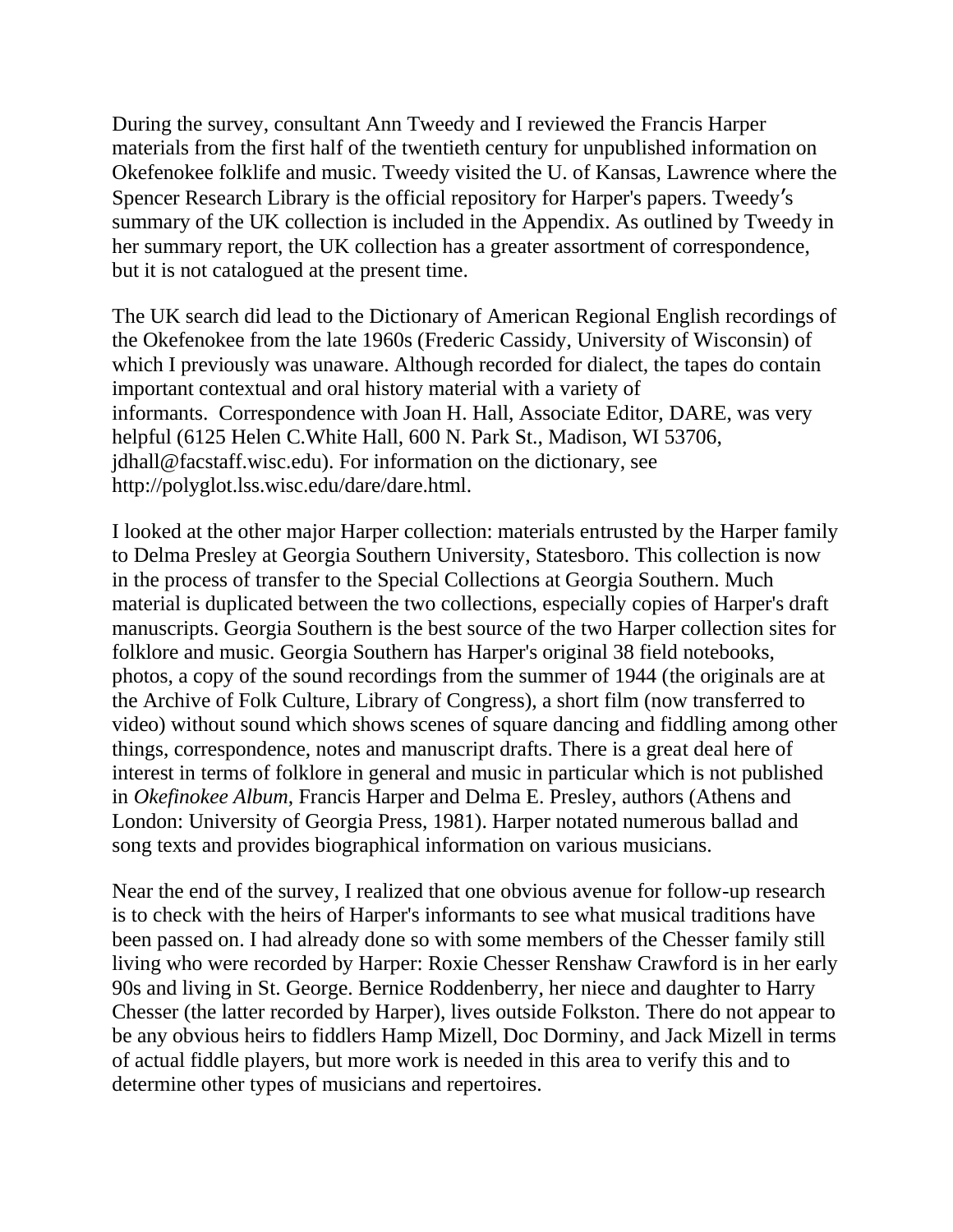During the survey, consultant Ann Tweedy and I reviewed the Francis Harper materials from the first half of the twentieth century for unpublished information on Okefenokee folklife and music. Tweedy visited the U. of Kansas, Lawrence where the Spencer Research Library is the official repository for Harper's papers. Tweedy's summary of the UK collection is included in the Appendix. As outlined by Tweedy in her summary report, the UK collection has a greater assortment of correspondence, but it is not catalogued at the present time.

The UK search did lead to the Dictionary of American Regional English recordings of the Okefenokee from the late 1960s (Frederic Cassidy, University of Wisconsin) of which I previously was unaware. Although recorded for dialect, the tapes do contain important contextual and oral history material with a variety of informants. Correspondence with Joan H. Hall, Associate Editor, DARE, was very helpful (6125 Helen C.White Hall, 600 N. Park St., Madison, WI 53706, jdhall@facstaff.wisc.edu). For information on the dictionary, see http://polyglot.lss.wisc.edu/dare/dare.html.

I looked at the other major Harper collection: materials entrusted by the Harper family to Delma Presley at Georgia Southern University, Statesboro. This collection is now in the process of transfer to the Special Collections at Georgia Southern. Much material is duplicated between the two collections, especially copies of Harper's draft manuscripts. Georgia Southern is the best source of the two Harper collection sites for folklore and music. Georgia Southern has Harper's original 38 field notebooks, photos, a copy of the sound recordings from the summer of 1944 (the originals are at the Archive of Folk Culture, Library of Congress), a short film (now transferred to video) without sound which shows scenes of square dancing and fiddling among other things, correspondence, notes and manuscript drafts. There is a great deal here of interest in terms of folklore in general and music in particular which is not published in *Okefinokee Album*, Francis Harper and Delma E. Presley, authors (Athens and London: University of Georgia Press, 1981). Harper notated numerous ballad and song texts and provides biographical information on various musicians.

Near the end of the survey, I realized that one obvious avenue for follow-up research is to check with the heirs of Harper's informants to see what musical traditions have been passed on. I had already done so with some members of the Chesser family still living who were recorded by Harper: Roxie Chesser Renshaw Crawford is in her early 90s and living in St. George. Bernice Roddenberry, her niece and daughter to Harry Chesser (the latter recorded by Harper), lives outside Folkston. There do not appear to be any obvious heirs to fiddlers Hamp Mizell, Doc Dorminy, and Jack Mizell in terms of actual fiddle players, but more work is needed in this area to verify this and to determine other types of musicians and repertoires.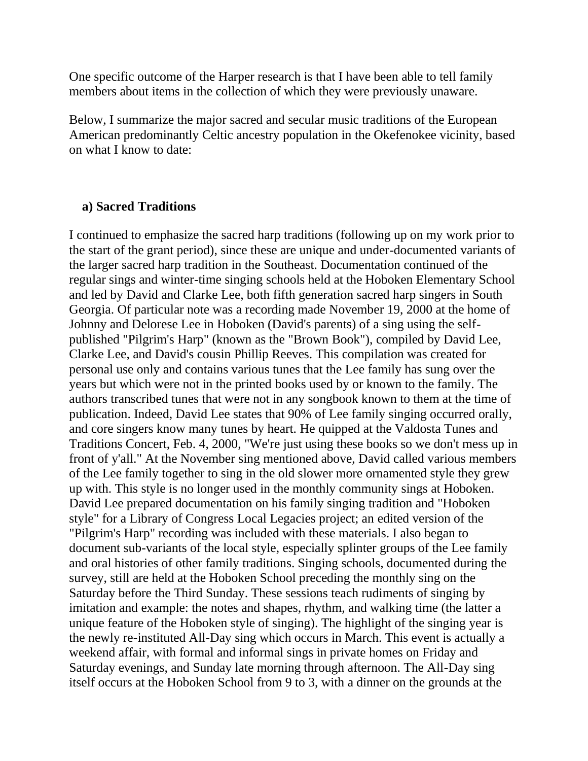One specific outcome of the Harper research is that I have been able to tell family members about items in the collection of which they were previously unaware.

Below, I summarize the major sacred and secular music traditions of the European American predominantly Celtic ancestry population in the Okefenokee vicinity, based on what I know to date:

### a) Sacred Traditions

I continued to emphasize the sacred harp traditions (following up on my work prior to the start of the grant period), since these are unique and under-documented variants of the larger sacred harp tradition in the Southeast. Documentation continued of the regular sings and winter-time singing schools held at the Hoboken Elementary School and led by David and Clarke Lee, both fifth generation sacred harp singers in South Georgia. Of particular note was a recording made November 19, 2000 at the home of Johnny and Delorese Lee in Hoboken (David's parents) of a sing using the self-published "Pilgrim's Harp" (known as the "Brown Book"), compiled by David Lee, Clarke Lee, and David's cousin Phillip Reeves. This compilation was created for personal use only and contains various tunes that the Lee family has sung over the years but which were not in the printed books used by or known to the family. The authors transcribed tunes that were not in any songbook known to them at the time of publication. Indeed, David Lee states that 90% of Lee family singing occurred orally, and core singers know many tunes by heart. He quipped at the Valdosta Tunes and Traditions Concert, Feb. 4, 2000, "We're just using these books so we don't mess up in front of y'all." At the November sing mentioned above, David called various members of the Lee family together to sing in the old slower more ornamented style they grew up with. This style is no longer used in the monthly community sings at Hoboken. David Lee prepared documentation on his family singing tradition and "Hoboken style" for a Library of Congress Local Legacies project; an edited version of the "Pilgrim's Harp" recording was included with these materials. I also began to document sub-variants of the local style, especially splinter groups of the Lee family and oral histories of other family traditions. Singing schools, documented during the survey, still are held at the Hoboken School preceding the monthly sing on the Saturday before the Third Sunday. These sessions teach rudiments of singing by imitation and example: the notes and shapes, rhythm, and walking time (the latter a unique feature of the Hoboken style of singing). The highlight of the singing year is the newly re-instituted All-Day sing which occurs in March. This event is actually a weekend affair, with formal and informal sings in private homes on Friday and Saturday evenings, and Sunday late morning through afternoon. The All-Day sing itself occurs at the Hoboken School from 9 to 3, with a dinner on the grounds at the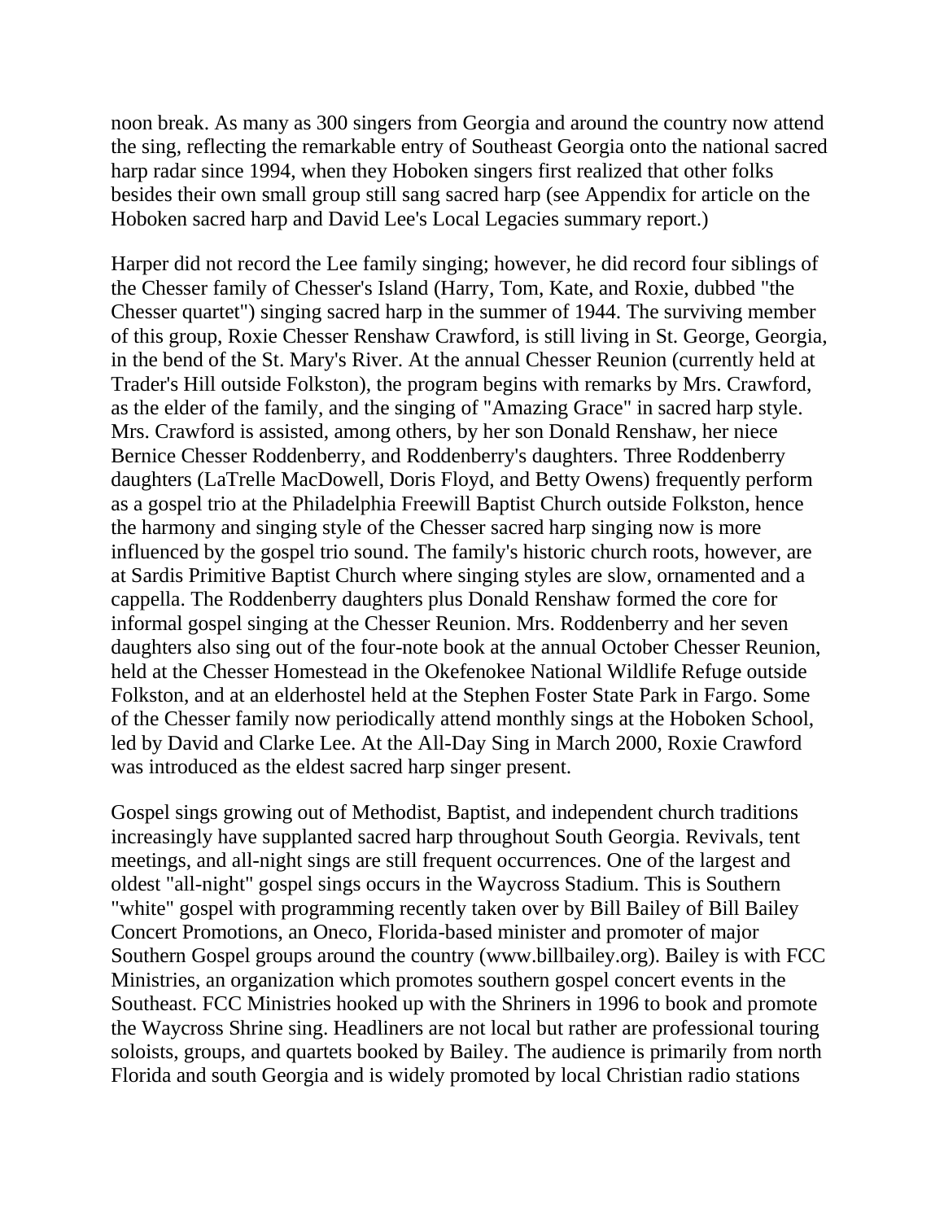noon break. As many as 300 singers from Georgia and around the country now attend the sing, reflecting the remarkable entry of Southeast Georgia onto the national sacred harp radar since 1994, when they Hoboken singers first realized that other folks besides their own small group still sang sacred harp (see Appendix for article on the Hoboken sacred harp and David Lee's Local Legacies summary report.)

Harper did not record the Lee family singing; however, he did record four siblings of the Chesser family of Chesser's Island (Harry, Tom, Kate, and Roxie, dubbed "the Chesser quartet") singing sacred harp in the summer of 1944. The surviving member of this group, Roxie Chesser Renshaw Crawford, is still living in St. George, Georgia, in the bend of the St. Mary's River. At the annual Chesser Reunion (currently held at Trader's Hill outside Folkston), the program begins with remarks by Mrs. Crawford, as the elder of the family, and the singing of "Amazing Grace" in sacred harp style. Mrs. Crawford is assisted, among others, by her son Donald Renshaw, her niece Bernice Chesser Roddenberry, and Roddenberry's daughters. Three Roddenberry daughters (LaTrelle MacDowell, Doris Floyd, and Betty Owens) frequently perform as a gospel trio at the Philadelphia Freewill Baptist Church outside Folkston, hence the harmony and singing style of the Chesser sacred harp singing now is more influenced by the gospel trio sound. The family's historic church roots, however, are at Sardis Primitive Baptist Church where singing styles are slow, ornamented and a cappella. The Roddenberry daughters plus Donald Renshaw formed the core for informal gospel singing at the Chesser Reunion. Mrs. Roddenberry and her seven daughters also sing out of the four-note book at the annual October Chesser Reunion, held at the Chesser Homestead in the Okefenokee National Wildlife Refuge outside Folkston, and at an elderhostel held at the Stephen Foster State Park in Fargo. Some of the Chesser family now periodically attend monthly sings at the Hoboken School, led by David and Clarke Lee. At the All-Day Sing in March 2000, Roxie Crawford was introduced as the eldest sacred harp singer present.

Gospel sings growing out of Methodist, Baptist, and independent church traditions increasingly have supplanted sacred harp throughout South Georgia. Revivals, tent meetings, and all-night sings are still frequent occurrences. One of the largest and oldest "all-night" gospel sings occurs in the Waycross Stadium. This is Southern "white" gospel with programming recently taken over by Bill Bailey of Bill Bailey Concert Promotions, an Oneco, Florida-based minister and promoter of major Southern Gospel groups around the country (www.billbailey.org). Bailey is with FCC Ministries, an organization which promotes southern gospel concert events in the Southeast. FCC Ministries hooked up with the Shriners in 1996 to book and promote the Waycross Shrine sing. Headliners are not local but rather are professional touring soloists, groups, and quartets booked by Bailey. The audience is primarily from north Florida and south Georgia and is widely promoted by local Christian radio stations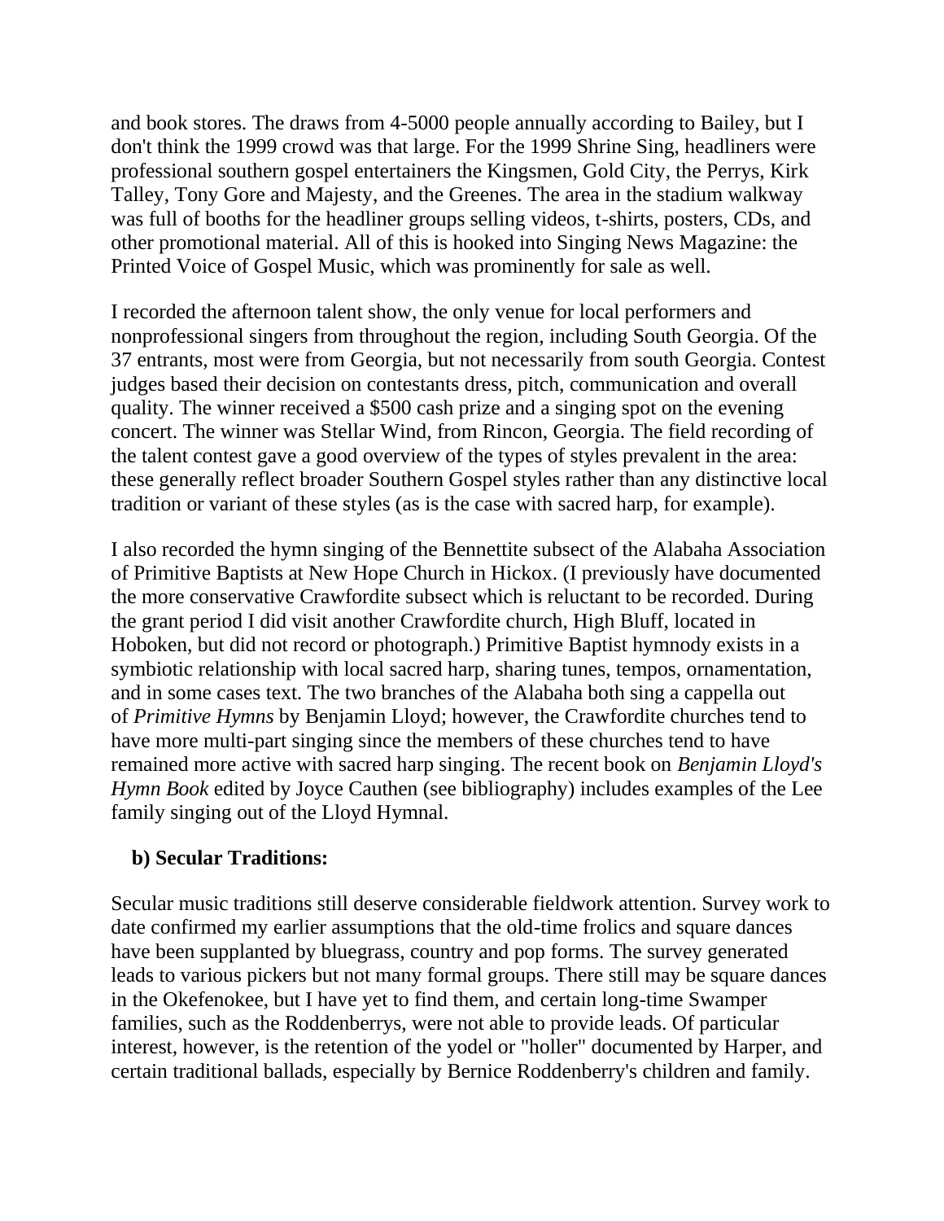and book stores. The draws from 4-5000 people annually according to Bailey, but I don't think the 1999 crowd was that large. For the 1999 Shrine Sing, headliners were professional southern gospel entertainers the Kingsmen, Gold City, the Perrys, Kirk Talley, Tony Gore and Majesty, and the Greenes. The area in the stadium walkway was full of booths for the headliner groups selling videos, t-shirts, posters, CDs, and other promotional material. All of this is hooked into Singing News Magazine: the Printed Voice of Gospel Music, which was prominently for sale as well.

I recorded the afternoon talent show, the only venue for local performers and nonprofessional singers from throughout the region, including South Georgia. Of the 37 entrants, most were from Georgia, but not necessarily from south Georgia. Contest judges based their decision on contestants dress, pitch, communication and overall quality. The winner received a $500 cash prize and a singing spot on the evening concert. The winner was Stellar Wind, from Rincon, Georgia. The field recording of the talent contest gave a good overview of the types of styles prevalent in the area: these generally reflect broader Southern Gospel styles rather than any distinctive local tradition or variant of these styles (as is the case with sacred harp, for example).

I also recorded the hymn singing of the Bennettite subsect of the Alabaha Association of Primitive Baptists at New Hope Church in Hickox. (I previously have documented the more conservative Crawfordite subsect which is reluctant to be recorded. During the grant period I did visit another Crawfordite church, High Bluff, located in Hoboken, but did not record or photograph.) Primitive Baptist hymnody exists in a symbiotic relationship with local sacred harp, sharing tunes, tempos, ornamentation, and in some cases text. The two branches of the Alabaha both sing a cappella out of *Primitive Hymns* by Benjamin Lloyd; however, the Crawfordite churches tend to have more multi-part singing since the members of these churches tend to have remained more active with sacred harp singing. The recent book on *Benjamin Lloyd's Hymn Book* edited by Joyce Cauthen (see bibliography) includes examples of the Lee family singing out of the Lloyd Hymnal.

**b) Secular Traditions:**

Secular music traditions still deserve considerable fieldwork attention. Survey work to date confirmed my earlier assumptions that the old-time frolics and square dances have been supplanted by bluegrass, country and pop forms. The survey generated leads to various pickers but not many formal groups. There still may be square dances in the Okefenokee, but I have yet to find them, and certain long-time Swamper families, such as the Roddenberrys, were not able to provide leads. Of particular interest, however, is the retention of the yodel or "holler" documented by Harper, and certain traditional ballads, especially by Bernice Roddenberry's children and family.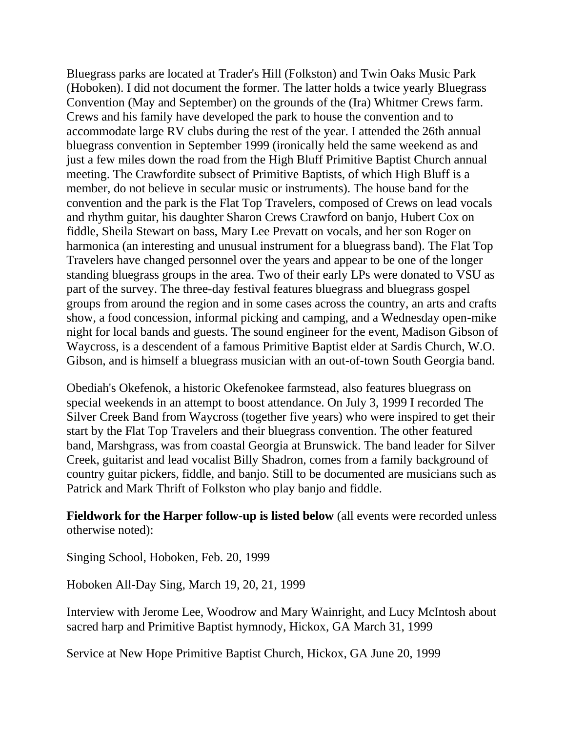Bluegrass parks are located at Trader's Hill (Folkston) and Twin Oaks Music Park (Hoboken). I did not document the former. The latter holds a twice yearly Bluegrass Convention (May and September) on the grounds of the (Ira) Whitmer Crews farm. Crews and his family have developed the park to house the convention and to accommodate large RV clubs during the rest of the year. I attended the 26th annual bluegrass convention in September 1999 (ironically held the same weekend as and just a few miles down the road from the High Bluff Primitive Baptist Church annual meeting. The Crawfordite subsect of Primitive Baptists, of which High Bluff is a member, do not believe in secular music or instruments). The house band for the convention and the park is the Flat Top Travelers, composed of Crews on lead vocals and rhythm guitar, his daughter Sharon Crews Crawford on banjo, Hubert Cox on fiddle, Sheila Stewart on bass, Mary Lee Prevatt on vocals, and her son Roger on harmonica (an interesting and unusual instrument for a bluegrass band). The Flat Top Travelers have changed personnel over the years and appear to be one of the longer standing bluegrass groups in the area. Two of their early LPs were donated to VSU as part of the survey. The three-day festival features bluegrass and bluegrass gospel groups from around the region and in some cases across the country, an arts and crafts show, a food concession, informal picking and camping, and a Wednesday open-mike night for local bands and guests. The sound engineer for the event, Madison Gibson of Waycross, is a descendent of a famous Primitive Baptist elder at Sardis Church, W.O. Gibson, and is himself a bluegrass musician with an out-of-town South Georgia band.

Obediah's Okefenok, a historic Okefenokee farmstead, also features bluegrass on special weekends in an attempt to boost attendance. On July 3, 1999 I recorded The Silver Creek Band from Waycross (together five years) who were inspired to get their start by the Flat Top Travelers and their bluegrass convention. The other featured band, Marshgrass, was from coastal Georgia at Brunswick. The band leader for Silver Creek, guitarist and lead vocalist Billy Shadron, comes from a family background of country guitar pickers, fiddle, and banjo. Still to be documented are musicians such as Patrick and Mark Thrift of Folkston who play banjo and fiddle.

**Fieldwork for the Harper follow-up is listed below** (all events were recorded unless otherwise noted):

Singing School, Hoboken, Feb. 20, 1999

Hoboken All-Day Sing, March 19, 20, 21, 1999

Interview with Jerome Lee, Woodrow and Mary Wainright, and Lucy McIntosh about sacred harp and Primitive Baptist hymnody, Hickox, GA March 31, 1999

Service at New Hope Primitive Baptist Church, Hickox, GA June 20, 1999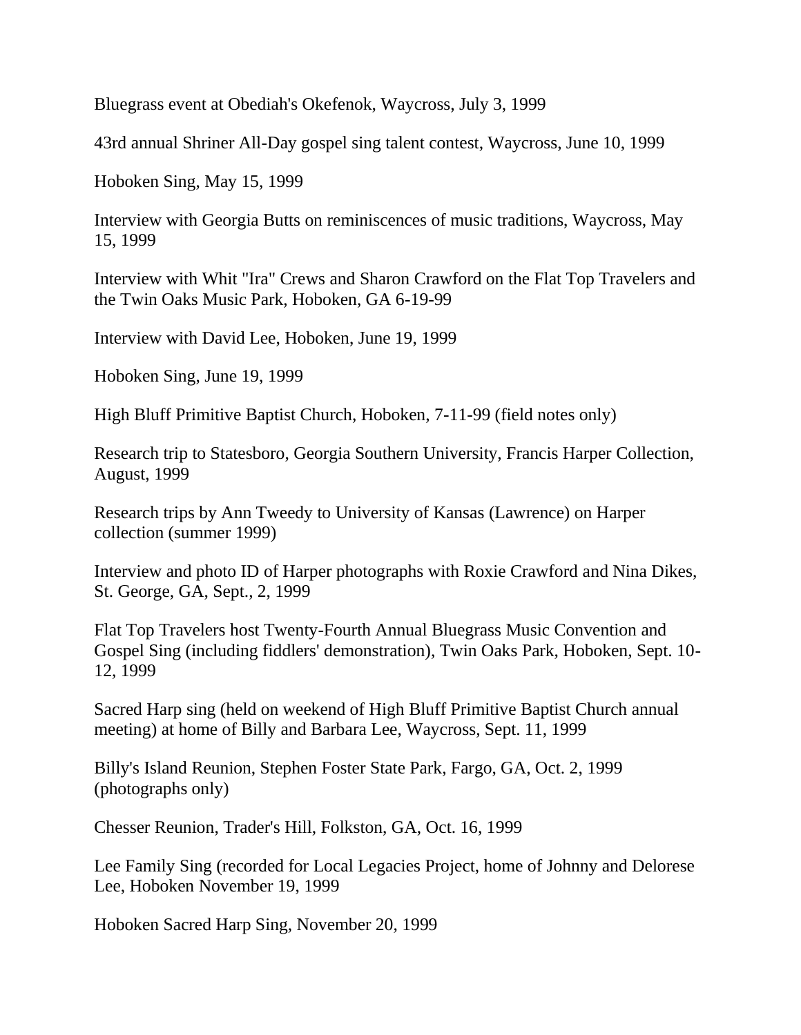Bluegrass event at Obediah's Okefenok, Waycross, July 3, 1999

43rd annual Shriner All-Day gospel sing talent contest, Waycross, June 10, 1999

Hoboken Sing, May 15, 1999

Interview with Georgia Butts on reminiscences of music traditions, Waycross, May 15, 1999

Interview with Whit "Ira" Crews and Sharon Crawford on the Flat Top Travelers and the Twin Oaks Music Park, Hoboken, GA 6-19-99

Interview with David Lee, Hoboken, June 19, 1999

Hoboken Sing, June 19, 1999

High Bluff Primitive Baptist Church, Hoboken, 7-11-99 (field notes only)

Research trip to Statesboro, Georgia Southern University, Francis Harper Collection, August, 1999

Research trips by Ann Tweedy to University of Kansas (Lawrence) on Harper collection (summer 1999)

Interview and photo ID of Harper photographs with Roxie Crawford and Nina Dikes, St. George, GA, Sept., 2, 1999

Flat Top Travelers host Twenty-Fourth Annual Bluegrass Music Convention and Gospel Sing (including fiddlers' demonstration), Twin Oaks Park, Hoboken, Sept. 10-12, 1999

Sacred Harp sing (held on weekend of High Bluff Primitive Baptist Church annual meeting) at home of Billy and Barbara Lee, Waycross, Sept. 11, 1999

Billy's Island Reunion, Stephen Foster State Park, Fargo, GA, Oct. 2, 1999 (photographs only)

Chesser Reunion, Trader's Hill, Folkston, GA, Oct. 16, 1999

Lee Family Sing (recorded for Local Legacies Project, home of Johnny and Delorese Lee, Hoboken November 19, 1999

Hoboken Sacred Harp Sing, November 20, 1999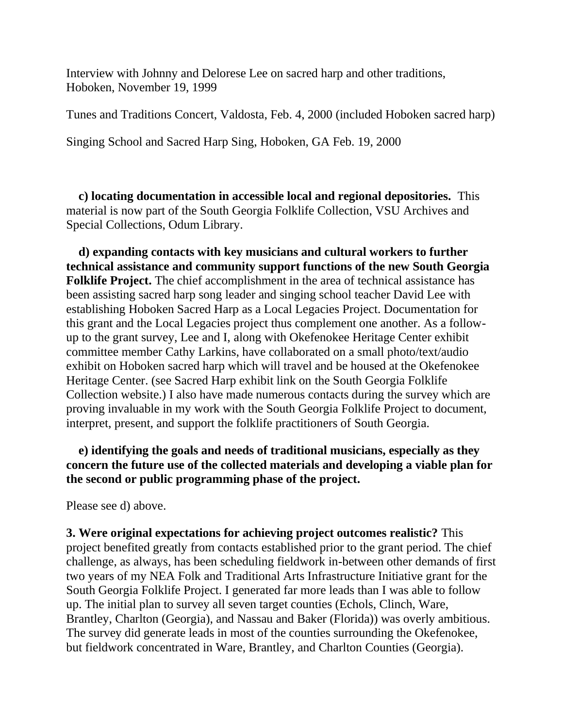Interview with Johnny and Delorese Lee on sacred harp and other traditions, Hoboken, November 19, 1999

Tunes and Traditions Concert, Valdosta, Feb. 4, 2000 (included Hoboken sacred harp)

Singing School and Sacred Harp Sing, Hoboken, GA Feb. 19, 2000

**c) locating documentation in accessible local and regional depositories.** This material is now part of the South Georgia Folklife Collection, VSU Archives and Special Collections, Odum Library.

**d) expanding contacts with key musicians and cultural workers to further technical assistance and community support functions of the new South Georgia Folklife Project.** The chief accomplishment in the area of technical assistance has been assisting sacred harp song leader and singing school teacher David Lee with establishing Hoboken Sacred Harp as a Local Legacies Project. Documentation for this grant and the Local Legacies project thus complement one another. As a follow-up to the grant survey, Lee and I, along with Okefenokee Heritage Center exhibit committee member Cathy Larkins, have collaborated on a small photo/text/audio exhibit on Hoboken sacred harp which will travel and be housed at the Okefenokee Heritage Center. (see Sacred Harp exhibit link on the South Georgia Folklife Collection website.) I also have made numerous contacts during the survey which are proving invaluable in my work with the South Georgia Folklife Project to document, interpret, present, and support the folklife practitioners of South Georgia.

**e) identifying the goals and needs of traditional musicians, especially as they concern the future use of the collected materials and developing a viable plan for the second or public programming phase of the project.**

Please see d) above.

**3. Were original expectations for achieving project outcomes realistic?** This project benefited greatly from contacts established prior to the grant period. The chief challenge, as always, has been scheduling fieldwork in-between other demands of first two years of my NEA Folk and Traditional Arts Infrastructure Initiative grant for the South Georgia Folklife Project. I generated far more leads than I was able to follow up. The initial plan to survey all seven target counties (Echols, Clinch, Ware, Brantley, Charlton (Georgia), and Nassau and Baker (Florida)) was overly ambitious. The survey did generate leads in most of the counties surrounding the Okefenokee, but fieldwork concentrated in Ware, Brantley, and Charlton Counties (Georgia).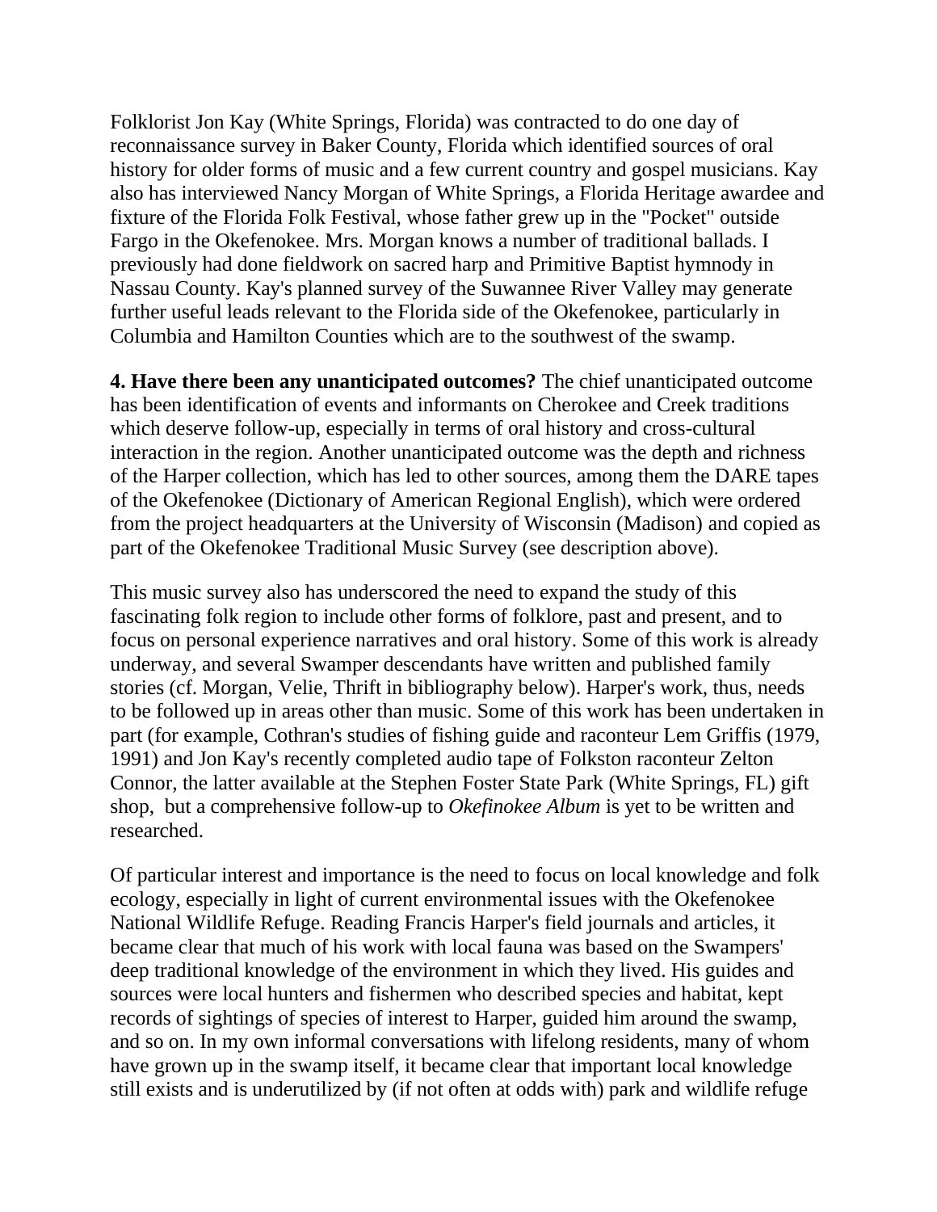Folklorist Jon Kay (White Springs, Florida) was contracted to do one day of reconnaissance survey in Baker County, Florida which identified sources of oral history for older forms of music and a few current country and gospel musicians. Kay also has interviewed Nancy Morgan of White Springs, a Florida Heritage awardee and fixture of the Florida Folk Festival, whose father grew up in the "Pocket" outside Fargo in the Okefenokee. Mrs. Morgan knows a number of traditional ballads. I previously had done fieldwork on sacred harp and Primitive Baptist hymnody in Nassau County. Kay's planned survey of the Suwannee River Valley may generate further useful leads relevant to the Florida side of the Okefenokee, particularly in Columbia and Hamilton Counties which are to the southwest of the swamp.

**4. Have there been any unanticipated outcomes?** The chief unanticipated outcome has been identification of events and informants on Cherokee and Creek traditions which deserve follow-up, especially in terms of oral history and cross-cultural interaction in the region. Another unanticipated outcome was the depth and richness of the Harper collection, which has led to other sources, among them the DARE tapes of the Okefenokee (Dictionary of American Regional English), which were ordered from the project headquarters at the University of Wisconsin (Madison) and copied as part of the Okefenokee Traditional Music Survey (see description above).

This music survey also has underscored the need to expand the study of this fascinating folk region to include other forms of folklore, past and present, and to focus on personal experience narratives and oral history. Some of this work is already underway, and several Swamper descendants have written and published family stories (cf. Morgan, Velie, Thrift in bibliography below). Harper's work, thus, needs to be followed up in areas other than music. Some of this work has been undertaken in part (for example, Cothran's studies of fishing guide and raconteur Lem Griffis (1979, 1991) and Jon Kay's recently completed audio tape of Folkston raconteur Zelton Connor, the latter available at the Stephen Foster State Park (White Springs, FL) gift shop, but a comprehensive follow-up to *Okefinokee Album* is yet to be written and researched.

Of particular interest and importance is the need to focus on local knowledge and folk ecology, especially in light of current environmental issues with the Okefenokee National Wildlife Refuge. Reading Francis Harper's field journals and articles, it became clear that much of his work with local fauna was based on the Swampers' deep traditional knowledge of the environment in which they lived. His guides and sources were local hunters and fishermen who described species and habitat, kept records of sightings of species of interest to Harper, guided him around the swamp, and so on. In my own informal conversations with lifelong residents, many of whom have grown up in the swamp itself, it became clear that important local knowledge still exists and is underutilized by (if not often at odds with) park and wildlife refuge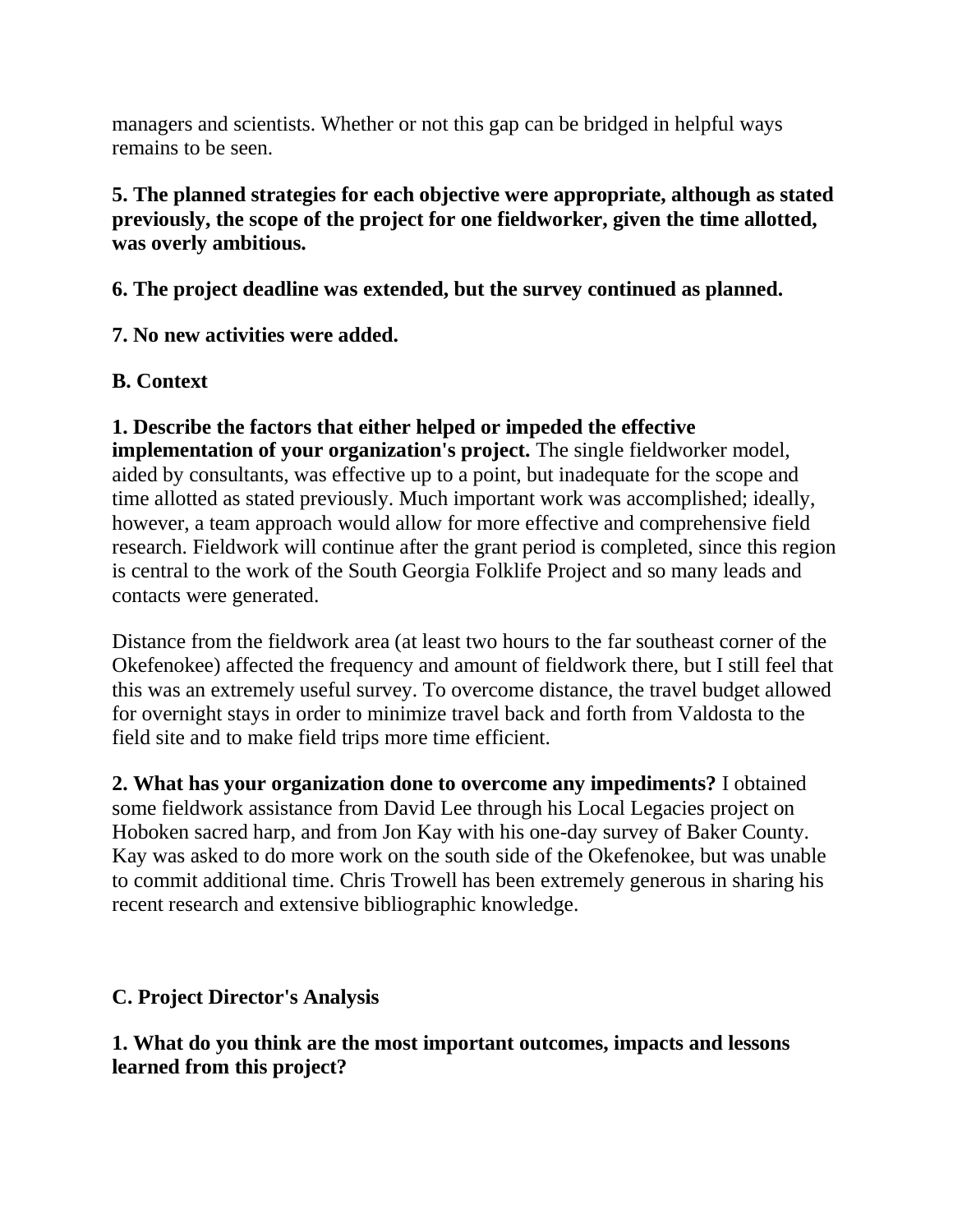managers and scientists. Whether or not this gap can be bridged in helpful ways remains to be seen.

**5. The planned strategies for each objective were appropriate, although as stated previously, the scope of the project for one fieldworker, given the time allotted, was overly ambitious.**

**6. The project deadline was extended, but the survey continued as planned.**

**7. No new activities were added.**

**B. Context**

**1. Describe the factors that either helped or impeded the effective implementation of your organization's project.** The single fieldworker model, aided by consultants, was effective up to a point, but inadequate for the scope and time allotted as stated previously. Much important work was accomplished; ideally, however, a team approach would allow for more effective and comprehensive field research. Fieldwork will continue after the grant period is completed, since this region is central to the work of the South Georgia Folklife Project and so many leads and contacts were generated.

Distance from the fieldwork area (at least two hours to the far southeast corner of the Okefenokee) affected the frequency and amount of fieldwork there, but I still feel that this was an extremely useful survey. To overcome distance, the travel budget allowed for overnight stays in order to minimize travel back and forth from Valdosta to the field site and to make field trips more time efficient.

**2. What has your organization done to overcome any impediments?** I obtained some fieldwork assistance from David Lee through his Local Legacies project on Hoboken sacred harp, and from Jon Kay with his one-day survey of Baker County. Kay was asked to do more work on the south side of the Okefenokee, but was unable to commit additional time. Chris Trowell has been extremely generous in sharing his recent research and extensive bibliographic knowledge.

**C. Project Director's Analysis**

**1. What do you think are the most important outcomes, impacts and lessons learned from this project?**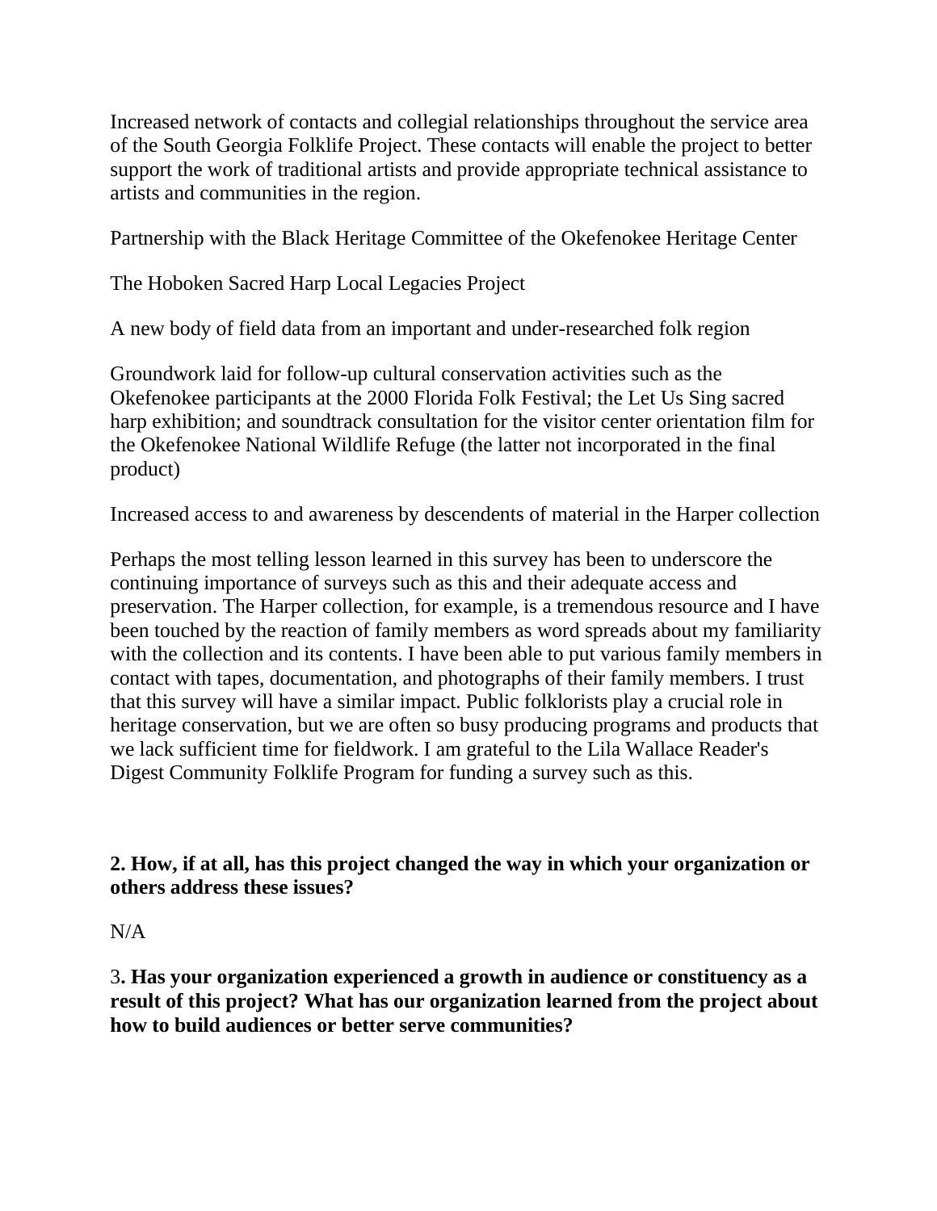Increased network of contacts and collegial relationships throughout the service area of the South Georgia Folklife Project. These contacts will enable the project to better support the work of traditional artists and provide appropriate technical assistance to artists and communities in the region.

Partnership with the Black Heritage Committee of the Okefenokee Heritage Center

The Hoboken Sacred Harp Local Legacies Project

A new body of field data from an important and under-researched folk region

Groundwork laid for follow-up cultural conservation activities such as the Okefenokee participants at the 2000 Florida Folk Festival; the Let Us Sing sacred harp exhibition; and soundtrack consultation for the visitor center orientation film for the Okefenokee National Wildlife Refuge (the latter not incorporated in the final product)

Increased access to and awareness by descendents of material in the Harper collection

Perhaps the most telling lesson learned in this survey has been to underscore the continuing importance of surveys such as this and their adequate access and preservation. The Harper collection, for example, is a tremendous resource and I have been touched by the reaction of family members as word spreads about my familiarity with the collection and its contents. I have been able to put various family members in contact with tapes, documentation, and photographs of their family members. I trust that this survey will have a similar impact. Public folklorists play a crucial role in heritage conservation, but we are often so busy producing programs and products that we lack sufficient time for fieldwork. I am grateful to the Lila Wallace Reader's Digest Community Folklife Program for funding a survey such as this.

**2. How, if at all, has this project changed the way in which your organization or others address these issues?**

N/A

**3. Has your organization experienced a growth in audience or constituency as a result of this project? What has our organization learned from the project about how to build audiences or better serve communities?**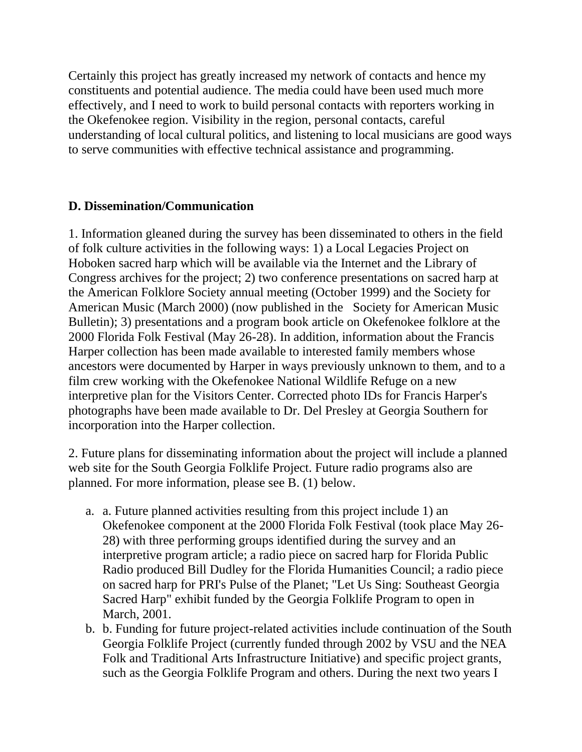Certainly this project has greatly increased my network of contacts and hence my constituents and potential audience. The media could have been used much more effectively, and I need to work to build personal contacts with reporters working in the Okefenokee region. Visibility in the region, personal contacts, careful understanding of local cultural politics, and listening to local musicians are good ways to serve communities with effective technical assistance and programming.

**D. Dissemination/Communication**

1. Information gleaned during the survey has been disseminated to others in the field of folk culture activities in the following ways: 1) a Local Legacies Project on Hoboken sacred harp which will be available via the Internet and the Library of Congress archives for the project; 2) two conference presentations on sacred harp at the American Folklore Society annual meeting (October 1999) and the Society for American Music (March 2000) (now published in the Society for American Music Bulletin); 3) presentations and a program book article on Okefenokee folklore at the 2000 Florida Folk Festival (May 26-28). In addition, information about the Francis Harper collection has been made available to interested family members whose ancestors were documented by Harper in ways previously unknown to them, and to a film crew working with the Okefenokee National Wildlife Refuge on a new interpretive plan for the Visitors Center. Corrected photo IDs for Francis Harper's photographs have been made available to Dr. Del Presley at Georgia Southern for incorporation into the Harper collection.

2. Future plans for disseminating information about the project will include a planned web site for the South Georgia Folklife Project. Future radio programs also are planned. For more information, please see B. (1) below.

a. a. Future planned activities resulting from this project include 1) an Okefenokee component at the 2000 Florida Folk Festival (took place May 26-28) with three performing groups identified during the survey and an interpretive program article; a radio piece on sacred harp for Florida Public Radio produced Bill Dudley for the Florida Humanities Council; a radio piece on sacred harp for PRI's Pulse of the Planet; "Let Us Sing: Southeast Georgia Sacred Harp" exhibit funded by the Georgia Folklife Program to open in March, 2001.

b. b. Funding for future project-related activities include continuation of the South Georgia Folklife Project (currently funded through 2002 by VSU and the NEA Folk and Traditional Arts Infrastructure Initiative) and specific project grants, such as the Georgia Folklife Program and others. During the next two years I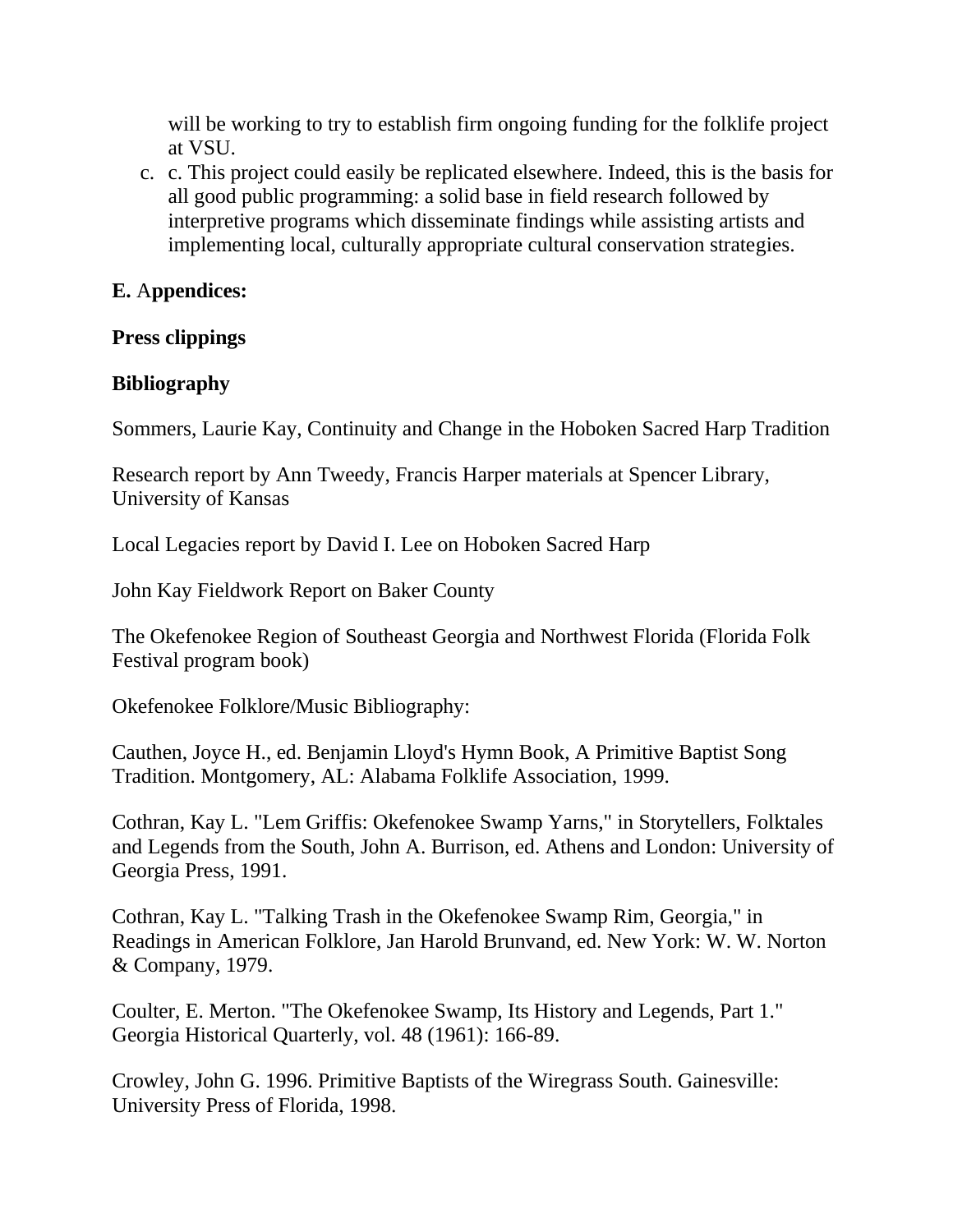will be working to try to establish firm ongoing funding for the folklife project at VSU.

c. c. This project could easily be replicated elsewhere. Indeed, this is the basis for all good public programming: a solid base in field research followed by interpretive programs which disseminate findings while assisting artists and implementing local, culturally appropriate cultural conservation strategies.

**E. Appendices:**

**Press clippings**

**Bibliography**

Sommers, Laurie Kay, Continuity and Change in the Hoboken Sacred Harp Tradition

Research report by Ann Tweedy, Francis Harper materials at Spencer Library, University of Kansas

Local Legacies report by David I. Lee on Hoboken Sacred Harp

John Kay Fieldwork Report on Baker County

The Okefenokee Region of Southeast Georgia and Northwest Florida (Florida Folk Festival program book)

Okefenokee Folklore/Music Bibliography:

Cauthen, Joyce H., ed. Benjamin Lloyd's Hymn Book, A Primitive Baptist Song Tradition. Montgomery, AL: Alabama Folklife Association, 1999.

Cothran, Kay L. "Lem Griffis: Okefenokee Swamp Yarns," in Storytellers, Folktales and Legends from the South, John A. Burrison, ed. Athens and London: University of Georgia Press, 1991.

Cothran, Kay L. "Talking Trash in the Okefenokee Swamp Rim, Georgia," in Readings in American Folklore, Jan Harold Brunvand, ed. New York: W. W. Norton & Company, 1979.

Coulter, E. Merton. "The Okefenokee Swamp, Its History and Legends, Part 1." Georgia Historical Quarterly, vol. 48 (1961): 166-89.

Crowley, John G. 1996. Primitive Baptists of the Wiregrass South. Gainesville: University Press of Florida, 1998.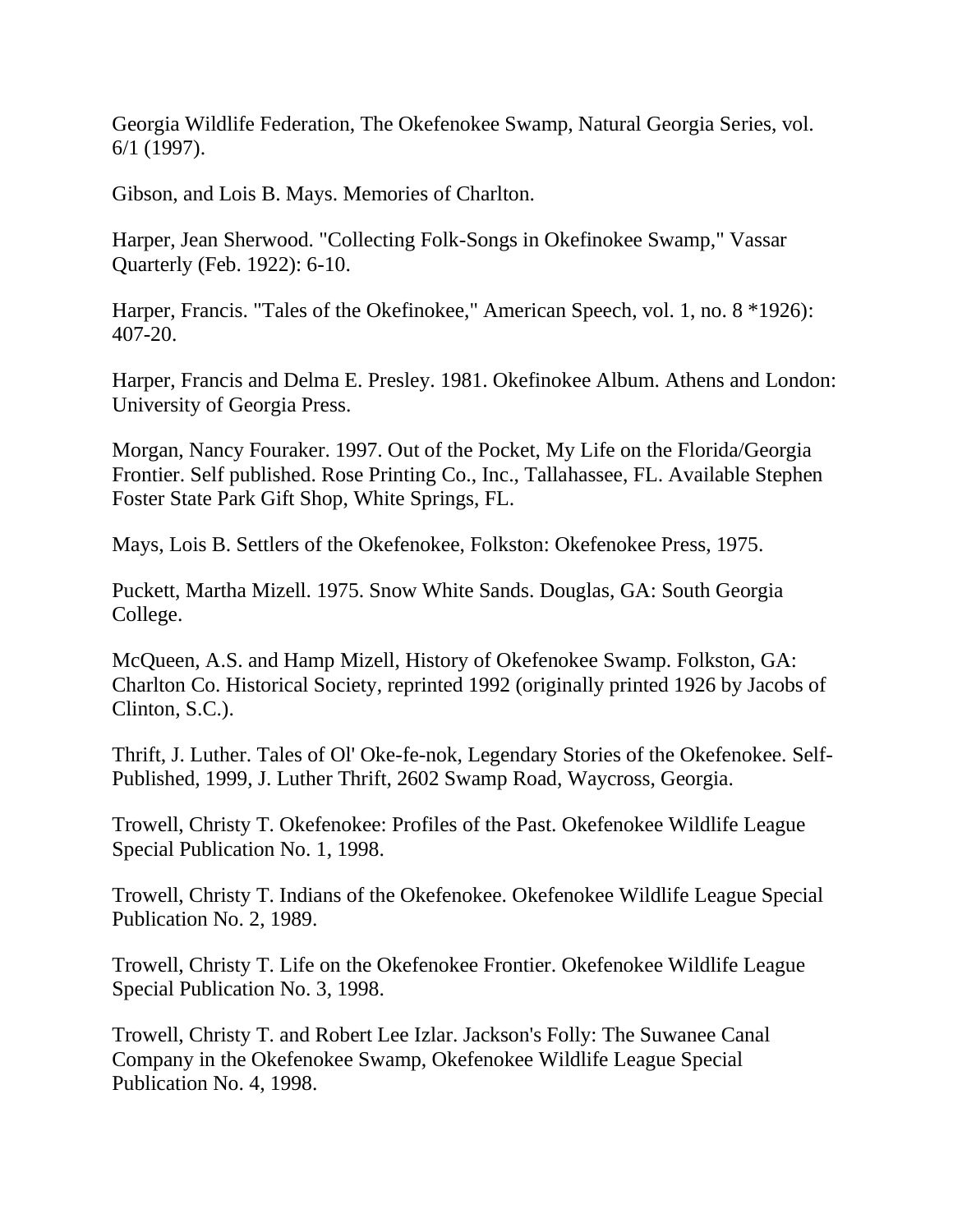Georgia Wildlife Federation, The Okefenokee Swamp, Natural Georgia Series, vol. 6/1 (1997).

Gibson, and Lois B. Mays. Memories of Charlton.

Harper, Jean Sherwood. "Collecting Folk-Songs in Okefinokee Swamp," Vassar Quarterly (Feb. 1922): 6-10.

Harper, Francis. "Tales of the Okefinokee," American Speech, vol. 1, no. 8 *1926): 407-20.

Harper, Francis and Delma E. Presley. 1981. Okefinokee Album. Athens and London: University of Georgia Press.

Morgan, Nancy Fouraker. 1997. Out of the Pocket, My Life on the Florida/Georgia Frontier. Self published. Rose Printing Co., Inc., Tallahassee, FL. Available Stephen Foster State Park Gift Shop, White Springs, FL.

Mays, Lois B. Settlers of the Okefenokee, Folkston: Okefenokee Press, 1975.

Puckett, Martha Mizell. 1975. Snow White Sands. Douglas, GA: South Georgia College.

McQueen, A.S. and Hamp Mizell, History of Okefenokee Swamp. Folkston, GA: Charlton Co. Historical Society, reprinted 1992 (originally printed 1926 by Jacobs of Clinton, S.C.).

Thrift, J. Luther. Tales of Ol' Oke-fe-nok, Legendary Stories of the Okefenokee. Self-Published, 1999, J. Luther Thrift, 2602 Swamp Road, Waycross, Georgia.

Trowell, Christy T. Okefenokee: Profiles of the Past. Okefenokee Wildlife League Special Publication No. 1, 1998.

Trowell, Christy T. Indians of the Okefenokee. Okefenokee Wildlife League Special Publication No. 2, 1989.

Trowell, Christy T. Life on the Okefenokee Frontier. Okefenokee Wildlife League Special Publication No. 3, 1998.

Trowell, Christy T. and Robert Lee Izlar. Jackson's Folly: The Suwanee Canal Company in the Okefenokee Swamp, Okefenokee Wildlife League Special Publication No. 4, 1998.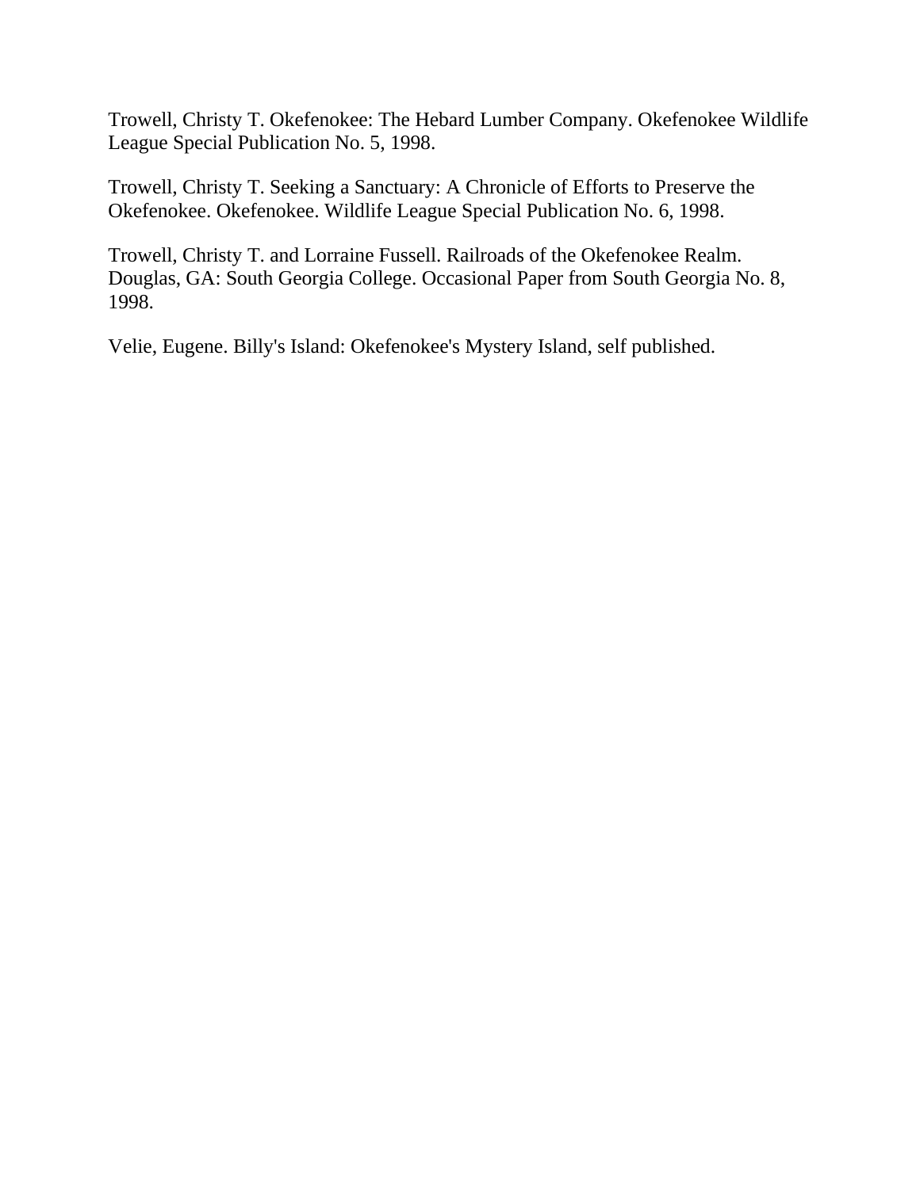Trowell, Christy T. Okefenokee: The Hebard Lumber Company. Okefenokee Wildlife League Special Publication No. 5, 1998.

Trowell, Christy T. Seeking a Sanctuary: A Chronicle of Efforts to Preserve the Okefenokee. Okefenokee. Wildlife League Special Publication No. 6, 1998.

Trowell, Christy T. and Lorraine Fussell. Railroads of the Okefenokee Realm. Douglas, GA: South Georgia College. Occasional Paper from South Georgia No. 8, 1998.

Velie, Eugene. Billy's Island: Okefenokee's Mystery Island, self published.